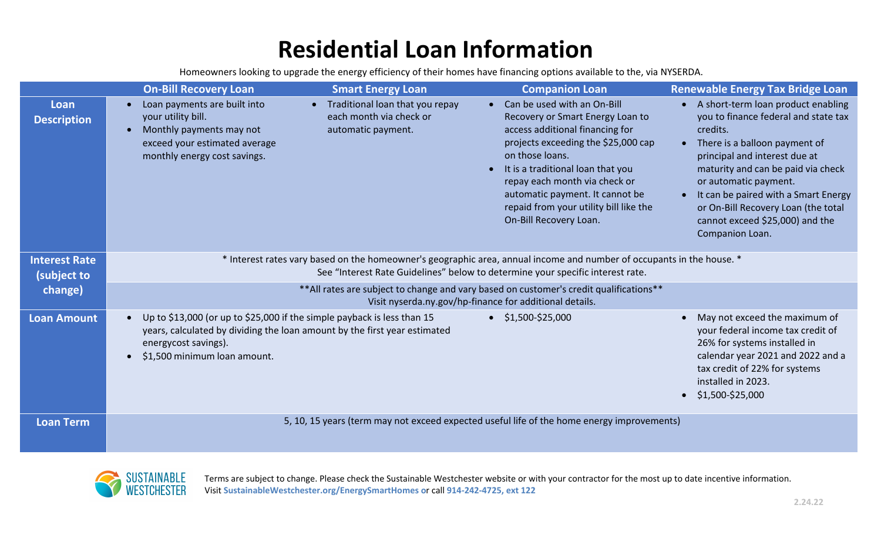# Residential Loan Information

Homeowners looking to upgrade the energy efficiency of their homes have financing options available to the, via NYSERDA.

| | On-Bill Recovery Loan | Smart Energy Loan | Companion Loan | Renewable Energy Tax Bridge Loan |
|---|---|---|---|---|
| **Loan Description** | • Loan payments are built into your utility bill.<br>• Monthly payments may not exceed your estimated average monthly energy cost savings. | • Traditional loan that you repay each month via check or automatic payment. | • Can be used with an On-Bill Recovery or Smart Energy Loan to access additional financing for projects exceeding the $25,000 cap on those loans.<br>• It is a traditional loan that you repay each month via check or automatic payment. It cannot be repaid from your utility bill like the On-Bill Recovery Loan. | • A short-term loan product enabling you to finance federal and state tax credits.<br>• There is a balloon payment of principal and interest due at maturity and can be paid via check or automatic payment.<br>• It can be paired with a Smart Energy or On-Bill Recovery Loan (the total cannot exceed $25,000) and the Companion Loan. |
| **Interest Rate (subject to change)** | * Interest rates vary based on the homeowner's geographic area, annual income and number of occupants in the house. * See "Interest Rate Guidelines" below to determine your specific interest rate.<br><br>**All rates are subject to change and vary based on customer's credit qualifications** Visit nyserda.ny.gov/hp-finance for additional details. | | | |
| **Loan Amount** | • Up to $13,000 (or up to $25,000 if the simple payback is less than 15 years, calculated by dividing the loan amount by the first year estimated energycost savings).<br>• $1,500 minimum loan amount. | | • $1,500-$25,000 | • May not exceed the maximum of your federal income tax credit of 26% for systems installed in calendar year 2021 and 2022 and a tax credit of 22% for systems installed in 2023.<br>• $1,500-$25,000 |
| **Loan Term** | 5, 10, 15 years (term may not exceed expected useful life of the home energy improvements) | | | |

Terms are subject to change. Please check the Sustainable Westchester website or with your contractor for the most up to date incentive information. Visit **SustainableWestchester.org/EnergySmartHomes** or call **914-242-4725, ext 122**

2.24.22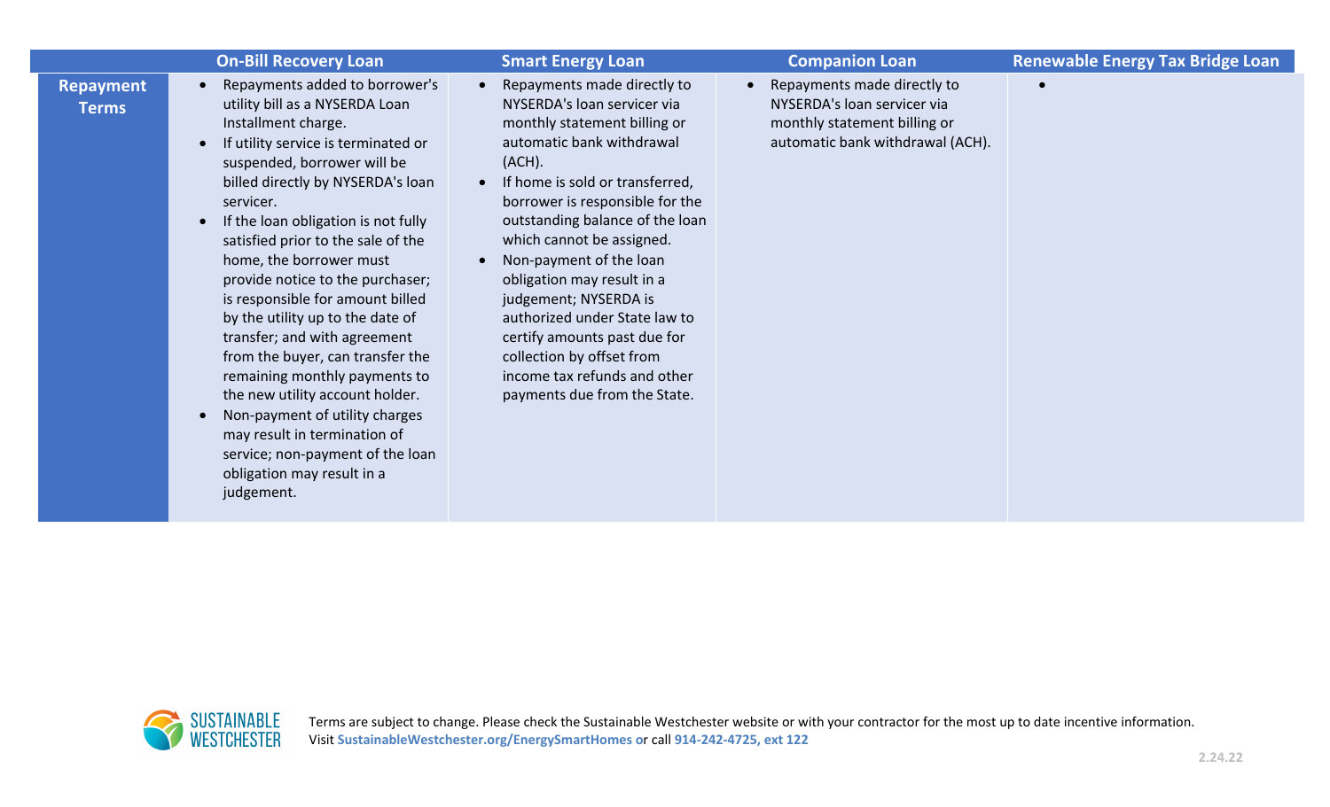| | On-Bill Recovery Loan | Smart Energy Loan | Companion Loan | Renewable Energy Tax Bridge Loan |
|---|---|---|---|---|
| **Repayment Terms** | • Repayments added to borrower's utility bill as a NYSERDA Loan Installment charge.<br>• If utility service is terminated or suspended, borrower will be billed directly by NYSERDA's loan servicer.<br>• If the loan obligation is not fully satisfied prior to the sale of the home, the borrower must provide notice to the purchaser; is responsible for amount billed by the utility up to the date of transfer; and with agreement from the buyer, can transfer the remaining monthly payments to the new utility account holder.<br>• Non-payment of utility charges may result in termination of service; non-payment of the loan obligation may result in a judgement. | • Repayments made directly to NYSERDA's loan servicer via monthly statement billing or automatic bank withdrawal (ACH).<br>• If home is sold or transferred, borrower is responsible for the outstanding balance of the loan which cannot be assigned.<br>• Non-payment of the loan obligation may result in a judgement; NYSERDA is authorized under State law to certify amounts past due for collection by offset from income tax refunds and other payments due from the State. | • Repayments made directly to NYSERDA's loan servicer via monthly statement billing or automatic bank withdrawal (ACH). | • |

Terms are subject to change. Please check the Sustainable Westchester website or with your contractor for the most up to date incentive information.
Visit **SustainableWestchester.org/EnergySmartHomes** or call **914-242-4725, ext 122**

2.24.22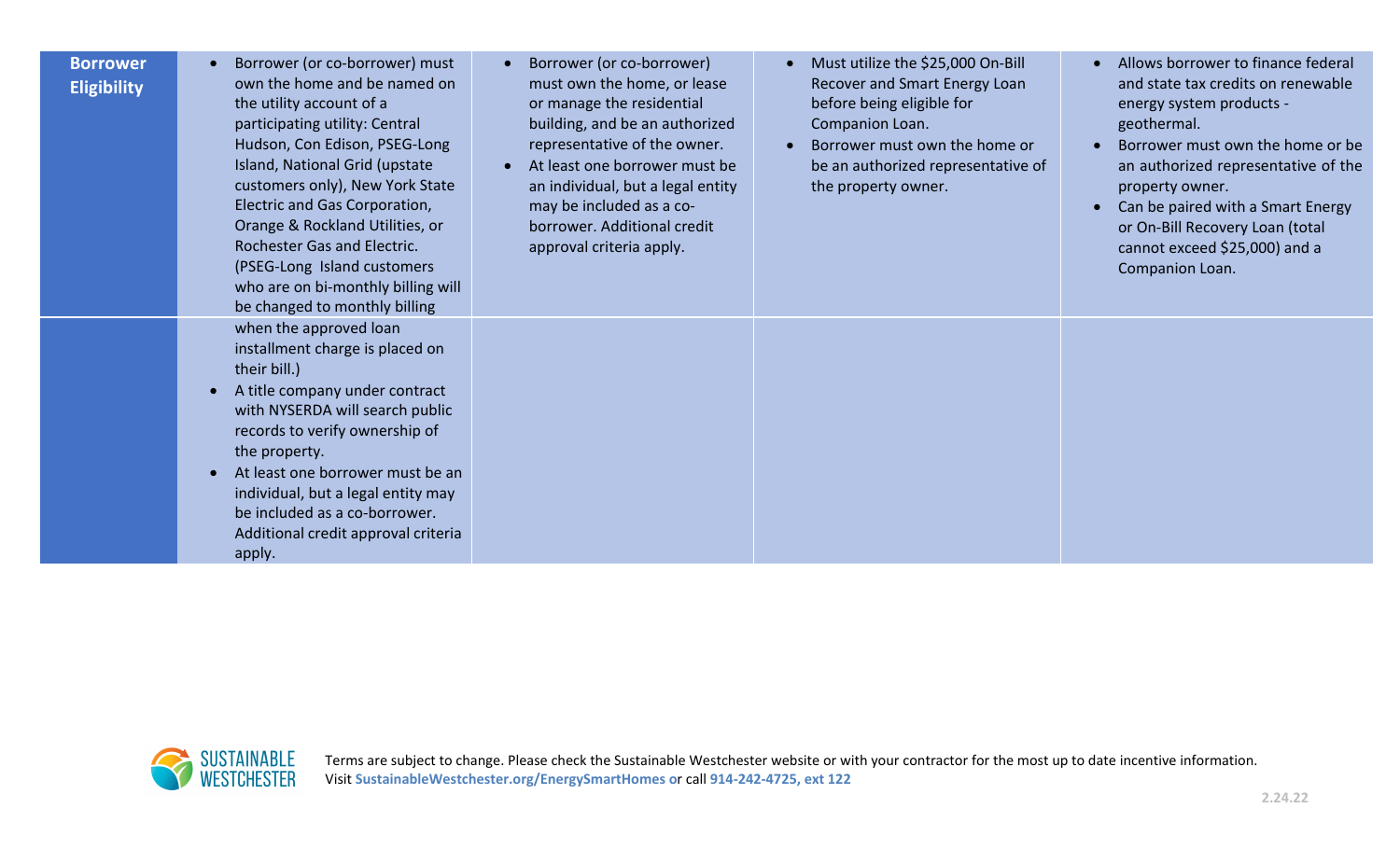| | | | | |
|---|---|---|---|---|
| **Borrower Eligibility** | • Borrower (or co-borrower) must own the home and be named on the utility account of a participating utility: Central Hudson, Con Edison, PSEG-Long Island, National Grid (upstate customers only), New York State Electric and Gas Corporation, Orange & Rockland Utilities, or Rochester Gas and Electric. (PSEG-Long Island customers who are on bi-monthly billing will be changed to monthly billing when the approved loan installment charge is placed on their bill.)<br>• A title company under contract with NYSERDA will search public records to verify ownership of the property.<br>• At least one borrower must be an individual, but a legal entity may be included as a co-borrower. Additional credit approval criteria apply. | • Borrower (or co-borrower) must own the home, or lease or manage the residential building, and be an authorized representative of the owner.<br>• At least one borrower must be an individual, but a legal entity may be included as a co-borrower. Additional credit approval criteria apply. | • Must utilize the $25,000 On-Bill Recover and Smart Energy Loan before being eligible for Companion Loan.<br>• Borrower must own the home or be an authorized representative of the property owner. | • Allows borrower to finance federal and state tax credits on renewable energy system products - geothermal.<br>• Borrower must own the home or be an authorized representative of the property owner.<br>• Can be paired with a Smart Energy or On-Bill Recovery Loan (total cannot exceed $25,000) and a Companion Loan. |

Terms are subject to change. Please check the Sustainable Westchester website or with your contractor for the most up to date incentive information.
Visit **SustainableWestchester.org/EnergySmartHomes** or call **914-242-4725, ext 122**

2.24.22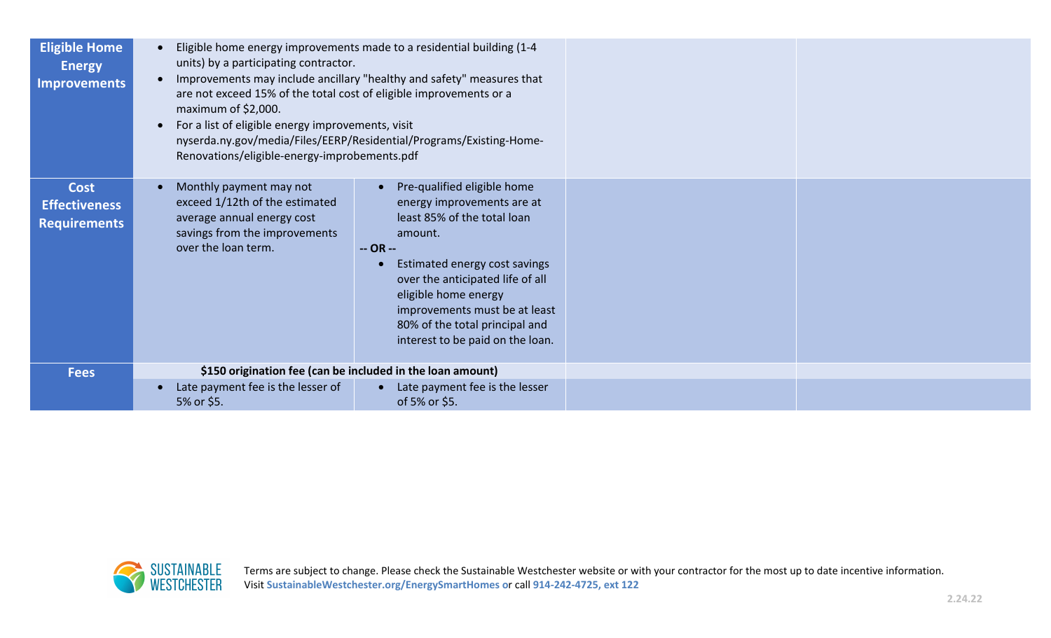| | | | | |
|---|---|---|---|---|
| **Eligible Home Energy Improvements** | • Eligible home energy improvements made to a residential building (1-4 units) by a participating contractor.<br>• Improvements may include ancillary "healthy and safety" measures that are not exceed 15% of the total cost of eligible improvements or a maximum of $2,000.<br>• For a list of eligible energy improvements, visit nyserda.ny.gov/media/Files/EERP/Residential/Programs/Existing-Home-Renovations/eligible-energy-improbements.pdf | | | |
| **Cost Effectiveness Requirements** | • Monthly payment may not exceed 1/12th of the estimated average annual energy cost savings from the improvements over the loan term. | • Pre-qualified eligible home energy improvements are at least 85% of the total loan amount.<br>**-- OR --**<br>• Estimated energy cost savings over the anticipated life of all eligible home energy improvements must be at least 80% of the total principal and interest to be paid on the loan. | | |
| **Fees** | **$150 origination fee (can be included in the loan amount)** | | | |
| | • Late payment fee is the lesser of 5% or $5. | • Late payment fee is the lesser of 5% or $5. | | |

Terms are subject to change. Please check the Sustainable Westchester website or with your contractor for the most up to date incentive information. Visit **SustainableWestchester.org/EnergySmartHomes** or call **914-242-4725, ext 122**

2.24.22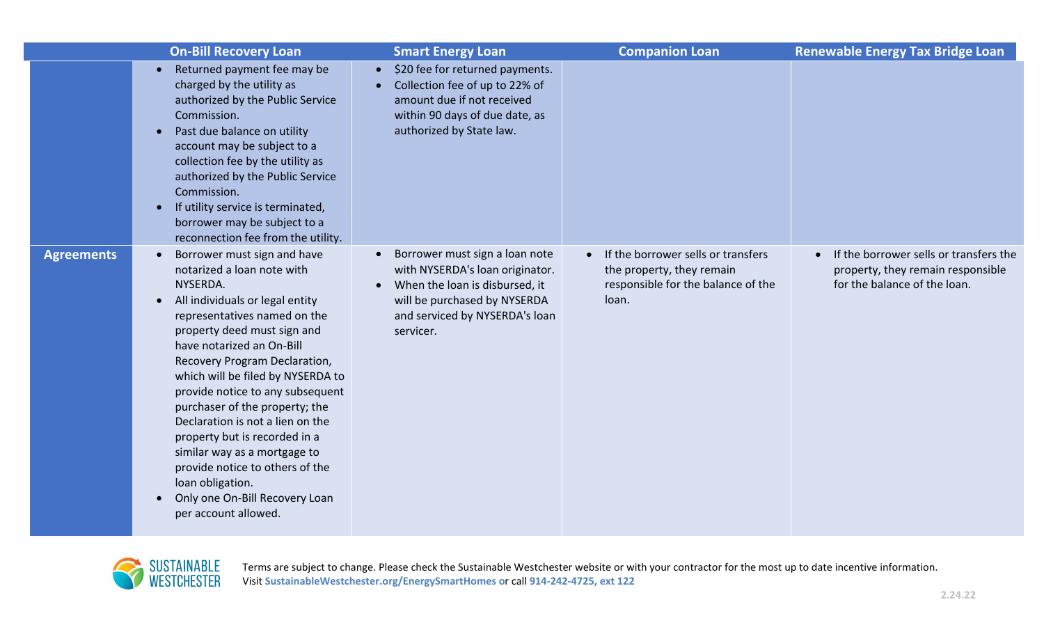| | On-Bill Recovery Loan | Smart Energy Loan | Companion Loan | Renewable Energy Tax Bridge Loan |
|---|---|---|---|---|
| | • Returned payment fee may be charged by the utility as authorized by the Public Service Commission.<br>• Past due balance on utility account may be subject to a collection fee by the utility as authorized by the Public Service Commission.<br>• If utility service is terminated, borrower may be subject to a reconnection fee from the utility. | • $20 fee for returned payments.<br>• Collection fee of up to 22% of amount due if not received within 90 days of due date, as authorized by State law. | | |
| **Agreements** | • Borrower must sign and have notarized a loan note with NYSERDA.<br>• All individuals or legal entity representatives named on the property deed must sign and have notarized an On-Bill Recovery Program Declaration, which will be filed by NYSERDA to provide notice to any subsequent purchaser of the property; the Declaration is not a lien on the property but is recorded in a similar way as a mortgage to provide notice to others of the loan obligation.<br>• Only one On-Bill Recovery Loan per account allowed. | • Borrower must sign a loan note with NYSERDA's loan originator.<br>• When the loan is disbursed, it will be purchased by NYSERDA and serviced by NYSERDA's loan servicer. | • If the borrower sells or transfers the property, they remain responsible for the balance of the loan. | • If the borrower sells or transfers the property, they remain responsible for the balance of the loan. |

Terms are subject to change. Please check the Sustainable Westchester website or with your contractor for the most up to date incentive information.
Visit **SustainableWestchester.org/EnergySmartHomes** or call **914-242-4725, ext 122**

2.24.22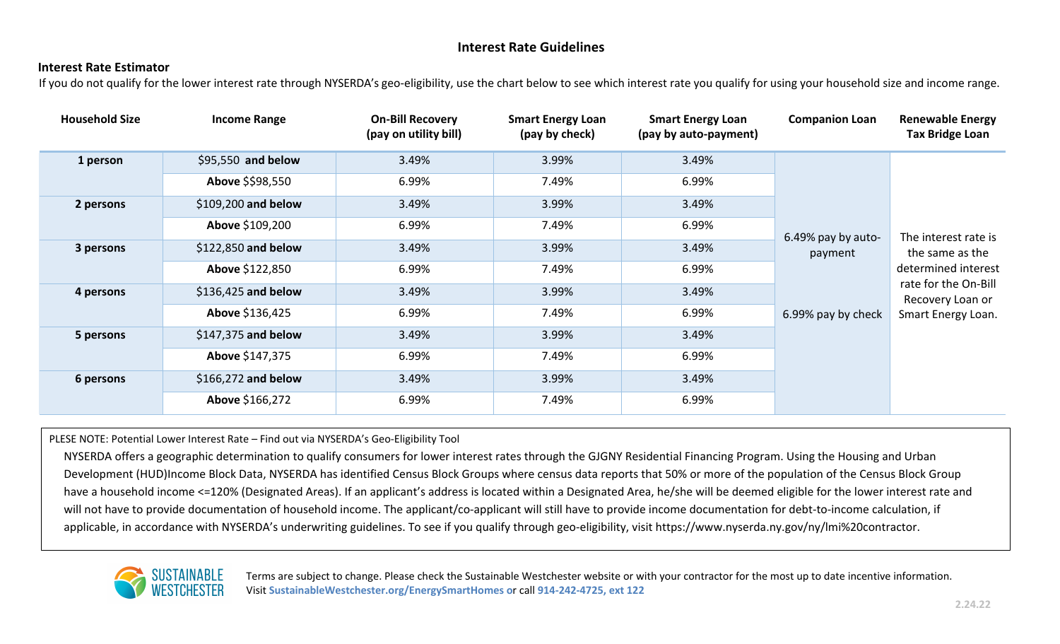# Interest Rate Guidelines

**Interest Rate Estimator**

If you do not qualify for the lower interest rate through NYSERDA's geo-eligibility, use the chart below to see which interest rate you qualify for using your household size and income range.

| Household Size | Income Range | On-Bill Recovery (pay on utility bill) | Smart Energy Loan (pay by check) | Smart Energy Loan (pay by auto-payment) | Companion Loan | Renewable Energy Tax Bridge Loan |
|---|---|---|---|---|---|---|
| **1 person** | $95,550 **and below** | 3.49% | 3.99% | 3.49% | 6.49% pay by auto-payment<br><br>6.99% pay by check | The interest rate is the same as the determined interest rate for the On-Bill Recovery Loan or Smart Energy Loan. |
| | **Above** $$98,550 | 6.99% | 7.49% | 6.99% | | |
| **2 persons** | $109,200 **and below** | 3.49% | 3.99% | 3.49% | | |
| | **Above** $109,200 | 6.99% | 7.49% | 6.99% | | |
| **3 persons** | $122,850 **and below** | 3.49% | 3.99% | 3.49% | | |
| | **Above** $122,850 | 6.99% | 7.49% | 6.99% | | |
| **4 persons** | $136,425 **and below** | 3.49% | 3.99% | 3.49% | | |
| | **Above** $136,425 | 6.99% | 7.49% | 6.99% | | |
| **5 persons** | $147,375 **and below** | 3.49% | 3.99% | 3.49% | | |
| | **Above** $147,375 | 6.99% | 7.49% | 6.99% | | |
| **6 persons** | $166,272 **and below** | 3.49% | 3.99% | 3.49% | | |
| | **Above** $166,272 | 6.99% | 7.49% | 6.99% | | |

PLESE NOTE: Potential Lower Interest Rate – Find out via NYSERDA's Geo-Eligibility Tool

NYSERDA offers a geographic determination to qualify consumers for lower interest rates through the GJGNY Residential Financing Program. Using the Housing and Urban Development (HUD)Income Block Data, NYSERDA has identified Census Block Groups where census data reports that 50% or more of the population of the Census Block Group have a household income <=120% (Designated Areas). If an applicant's address is located within a Designated Area, he/she will be deemed eligible for the lower interest rate and will not have to provide documentation of household income. The applicant/co-applicant will still have to provide income documentation for debt-to-income calculation, if applicable, in accordance with NYSERDA's underwriting guidelines. To see if you qualify through geo-eligibility, visit https://www.nyserda.ny.gov/ny/lmi%20contractor.

SUSTAINABLE WESTCHESTER

Terms are subject to change. Please check the Sustainable Westchester website or with your contractor for the most up to date incentive information. Visit **SustainableWestchester.org/EnergySmartHomes** or call **914-242-4725, ext 122**

2.24.22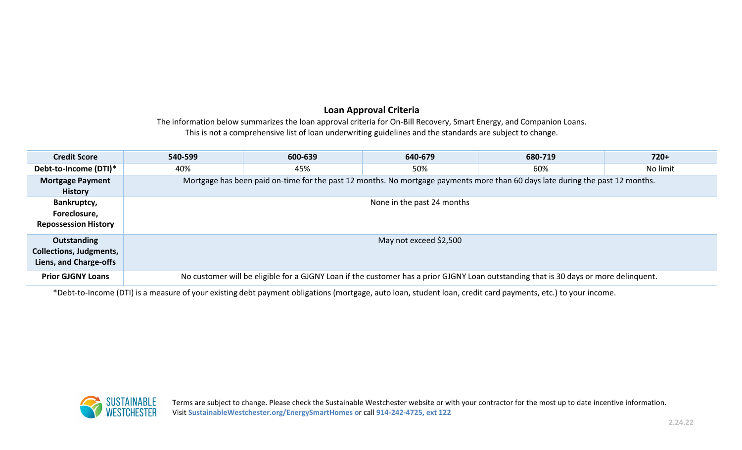## Loan Approval Criteria

The information below summarizes the loan approval criteria for On-Bill Recovery, Smart Energy, and Companion Loans.
This is not a comprehensive list of loan underwriting guidelines and the standards are subject to change.

| **Credit Score** | **540-599** | **600-639** | **640-679** | **680-719** | **720+** |
|---|---|---|---|---|---|
| **Debt-to-Income (DTI)*** | 40% | 45% | 50% | 60% | No limit |
| **Mortgage Payment History** | Mortgage has been paid on-time for the past 12 months. No mortgage payments more than 60 days late during the past 12 months. | | | | |
| **Bankruptcy, Foreclosure, Repossession History** | None in the past 24 months | | | | |
| **Outstanding Collections, Judgments, Liens, and Charge-offs** | May not exceed $2,500 | | | | |
| **Prior GJGNY Loans** | No customer will be eligible for a GJGNY Loan if the customer has a prior GJGNY Loan outstanding that is 30 days or more delinquent. | | | | |

*Debt-to-Income (DTI) is a measure of your existing debt payment obligations (mortgage, auto loan, student loan, credit card payments, etc.) to your income.

SUSTAINABLE WESTCHESTER

Terms are subject to change. Please check the Sustainable Westchester website or with your contractor for the most up to date incentive information.
Visit **SustainableWestchester.org/EnergySmartHomes** or call **914-242-4725, ext 122**

2.24.22